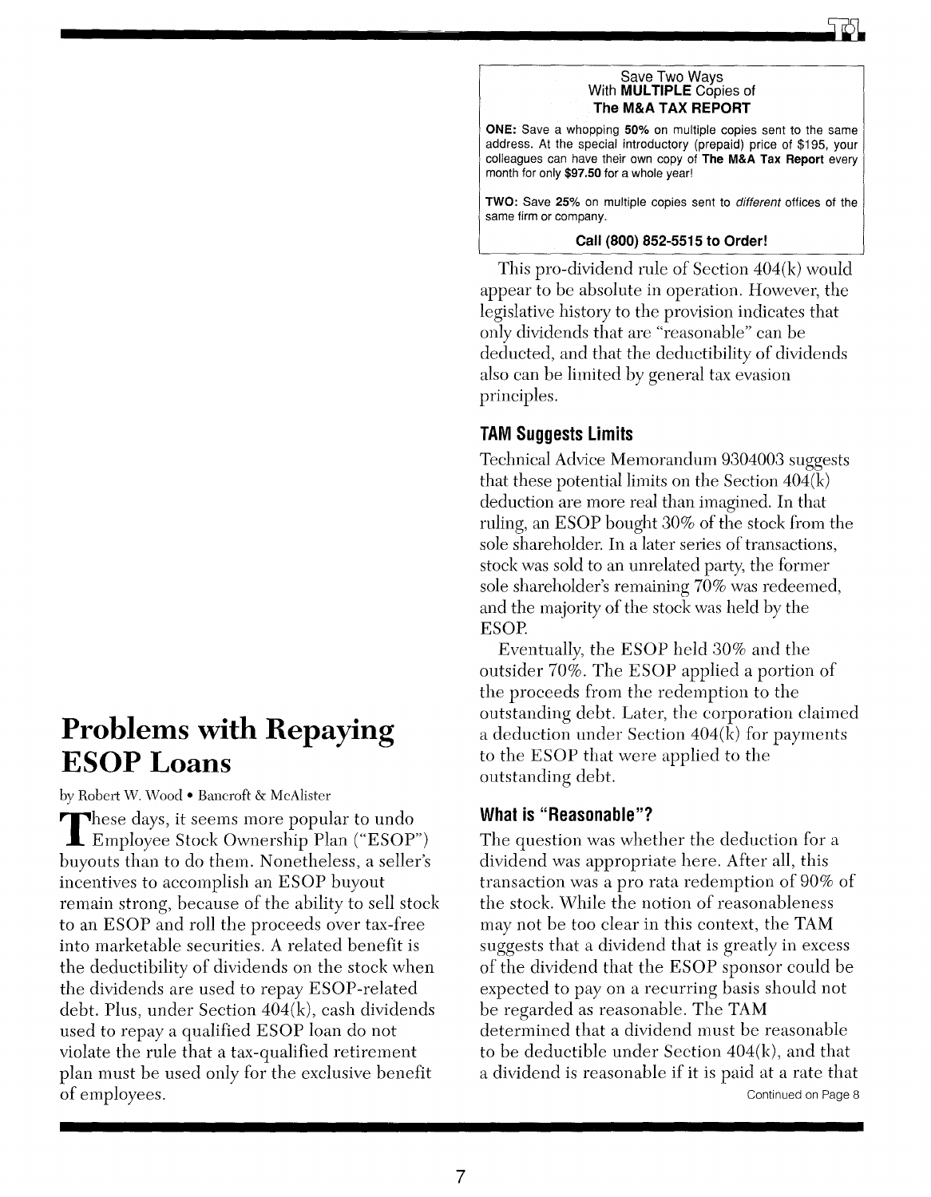# Problems with Repaying ESOP Loans

by Robert W. Wood • Bancroft & McAlister

These days, it seems more popular to undo Employee Stock Ownership Plan ("ESOP") buyouts than to do them. Nonetheless, a seller's incentives to accomplish an ESOP buyout remain strong, because of the ability to sell stock to an ESOP and roll the proceeds over tax-free into marketable securities. A related benefit is the deductibility of dividends on the stock when the dividends are used to repay ESOP-related debt. Plus, under Section 404(k), cash dividends used to repay a qualified ESOP loan do not violate the rule that a tax-qualified retirement plan must be used only for the exclusive benefit of employees.

Save Two Ways
With **MULTIPLE** Copies of
**The M&A TAX REPORT**

**ONE:** Save a whopping **50%** on multiple copies sent to the same address. At the special introductory (prepaid) price of $195, your colleagues can have their own copy of **The M&A Tax Report** every month for only **$97.50** for a whole year!

**TWO:** Save **25%** on multiple copies sent to *different* offices of the same firm or company.

**Call (800) 852-5515 to Order!**

This pro-dividend rule of Section 404(k) would appear to be absolute in operation. However, the legislative history to the provision indicates that only dividends that are "reasonable" can be deducted, and that the deductibility of dividends also can be limited by general tax evasion principles.

## TAM Suggests Limits

Technical Advice Memorandum 9304003 suggests that these potential limits on the Section 404(k) deduction are more real than imagined. In that ruling, an ESOP bought 30% of the stock from the sole shareholder. In a later series of transactions, stock was sold to an unrelated party, the former sole shareholder's remaining 70% was redeemed, and the majority of the stock was held by the ESOP.

Eventually, the ESOP held 30% and the outsider 70%. The ESOP applied a portion of the proceeds from the redemption to the outstanding debt. Later, the corporation claimed a deduction under Section 404(k) for payments to the ESOP that were applied to the outstanding debt.

## What is "Reasonable"?

The question was whether the deduction for a dividend was appropriate here. After all, this transaction was a pro rata redemption of 90% of the stock. While the notion of reasonableness may not be too clear in this context, the TAM suggests that a dividend that is greatly in excess of the dividend that the ESOP sponsor could be expected to pay on a recurring basis should not be regarded as reasonable. The TAM determined that a dividend must be reasonable to be deductible under Section 404(k), and that a dividend is reasonable if it is paid at a rate that

Continued on Page 8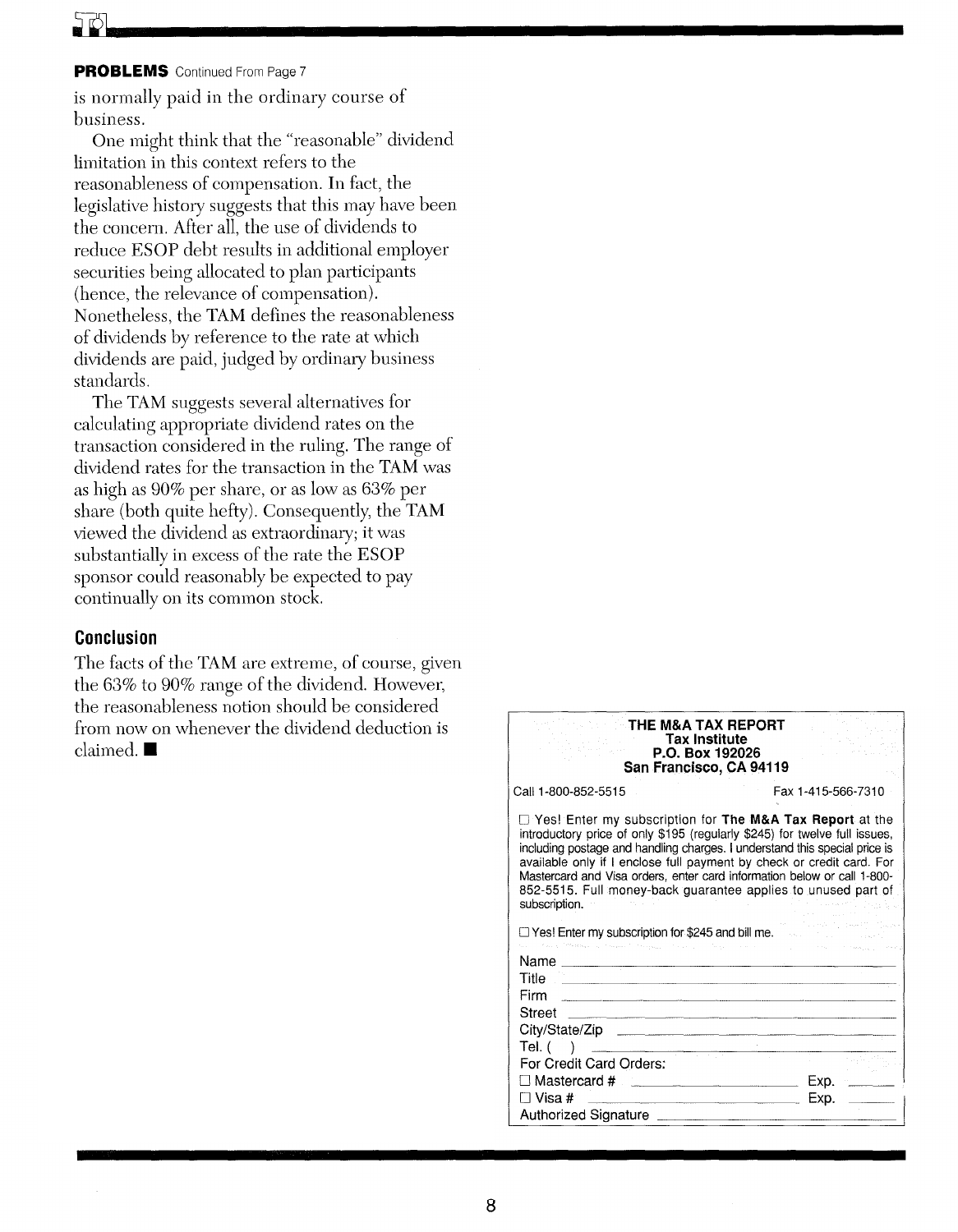**PROBLEMS** Continued From Page 7

is normally paid in the ordinary course of business.

One might think that the "reasonable" dividend limitation in this context refers to the reasonableness of compensation. In fact, the legislative history suggests that this may have been the concern. After all, the use of dividends to reduce ESOP debt results in additional employer securities being allocated to plan participants (hence, the relevance of compensation). Nonetheless, the TAM defines the reasonableness of dividends by reference to the rate at which dividends are paid, judged by ordinary business standards.

The TAM suggests several alternatives for calculating appropriate dividend rates on the transaction considered in the ruling. The range of dividend rates for the transaction in the TAM was as high as 90% per share, or as low as 63% per share (both quite hefty). Consequently, the TAM viewed the dividend as extraordinary; it was substantially in excess of the rate the ESOP sponsor could reasonably be expected to pay continually on its common stock.

## Conclusion

The facts of the TAM are extreme, of course, given the 63% to 90% range of the dividend. However, the reasonableness notion should be considered from now on whenever the dividend deduction is claimed. ■

---

**THE M&A TAX REPORT**
**Tax Institute**
**P.O. Box 192026**
**San Francisco, CA 94119**

Call 1-800-852-5515 Fax 1-415-566-7310

☐ Yes! Enter my subscription for **The M&A Tax Report** at the introductory price of only $195 (regularly $245) for twelve full issues, including postage and handling charges. I understand this special price is available only if I enclose full payment by check or credit card. For Mastercard and Visa orders, enter card information below or call 1-800-852-5515. Full money-back guarantee applies to unused part of subscription.

☐ Yes! Enter my subscription for $245 and bill me.

Name ______________________

Title ______________________

Firm ______________________

Street ______________________

City/State/Zip ______________________

Tel. ( ) ______________________

For Credit Card Orders:

☐ Mastercard # ______________ Exp. ______

☐ Visa # ______________ Exp. ______

Authorized Signature ______________________